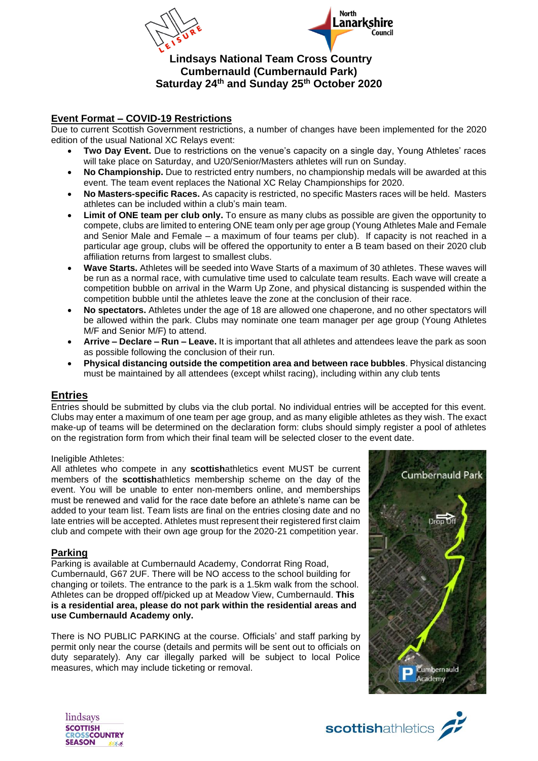# Lindsays National Team Cross Country
# Cumbernauld (Cumbernauld Park)
# Saturday 24th and Sunday 25th October 2020

## Event Format – COVID-19 Restrictions

Due to current Scottish Government restrictions, a number of changes have been implemented for the 2020 edition of the usual National XC Relays event:

- **Two Day Event.** Due to restrictions on the venue's capacity on a single day, Young Athletes' races will take place on Saturday, and U20/Senior/Masters athletes will run on Sunday.
- **No Championship.** Due to restricted entry numbers, no championship medals will be awarded at this event. The team event replaces the National XC Relay Championships for 2020.
- **No Masters-specific Races.** As capacity is restricted, no specific Masters races will be held. Masters athletes can be included within a club's main team.
- **Limit of ONE team per club only.** To ensure as many clubs as possible are given the opportunity to compete, clubs are limited to entering ONE team only per age group (Young Athletes Male and Female and Senior Male and Female – a maximum of four teams per club). If capacity is not reached in a particular age group, clubs will be offered the opportunity to enter a B team based on their 2020 club affiliation returns from largest to smallest clubs.
- **Wave Starts.** Athletes will be seeded into Wave Starts of a maximum of 30 athletes. These waves will be run as a normal race, with cumulative time used to calculate team results. Each wave will create a competition bubble on arrival in the Warm Up Zone, and physical distancing is suspended within the competition bubble until the athletes leave the zone at the conclusion of their race.
- **No spectators.** Athletes under the age of 18 are allowed one chaperone, and no other spectators will be allowed within the park. Clubs may nominate one team manager per age group (Young Athletes M/F and Senior M/F) to attend.
- **Arrive – Declare – Run – Leave.** It is important that all athletes and attendees leave the park as soon as possible following the conclusion of their run.
- **Physical distancing outside the competition area and between race bubbles**. Physical distancing must be maintained by all attendees (except whilst racing), including within any club tents

## Entries

Entries should be submitted by clubs via the club portal. No individual entries will be accepted for this event. Clubs may enter a maximum of one team per age group, and as many eligible athletes as they wish. The exact make-up of teams will be determined on the declaration form: clubs should simply register a pool of athletes on the registration form from which their final team will be selected closer to the event date.

Ineligible Athletes:

All athletes who compete in any **scottish**athletics event MUST be current members of the **scottish**athletics membership scheme on the day of the event. You will be unable to enter non-members online, and memberships must be renewed and valid for the race date before an athlete's name can be added to your team list. Team lists are final on the entries closing date and no late entries will be accepted. Athletes must represent their registered first claim club and compete with their own age group for the 2020-21 competition year.

## Parking

Parking is available at Cumbernauld Academy, Condorrat Ring Road, Cumbernauld, G67 2UF. There will be NO access to the school building for changing or toilets. The entrance to the park is a 1.5km walk from the school. Athletes can be dropped off/picked up at Meadow View, Cumbernauld. **This is a residential area, please do not park within the residential areas and use Cumbernauld Academy only.**

There is NO PUBLIC PARKING at the course. Officials' and staff parking by permit only near the course (details and permits will be sent out to officials on duty separately). Any car illegally parked will be subject to local Police measures, which may include ticketing or removal.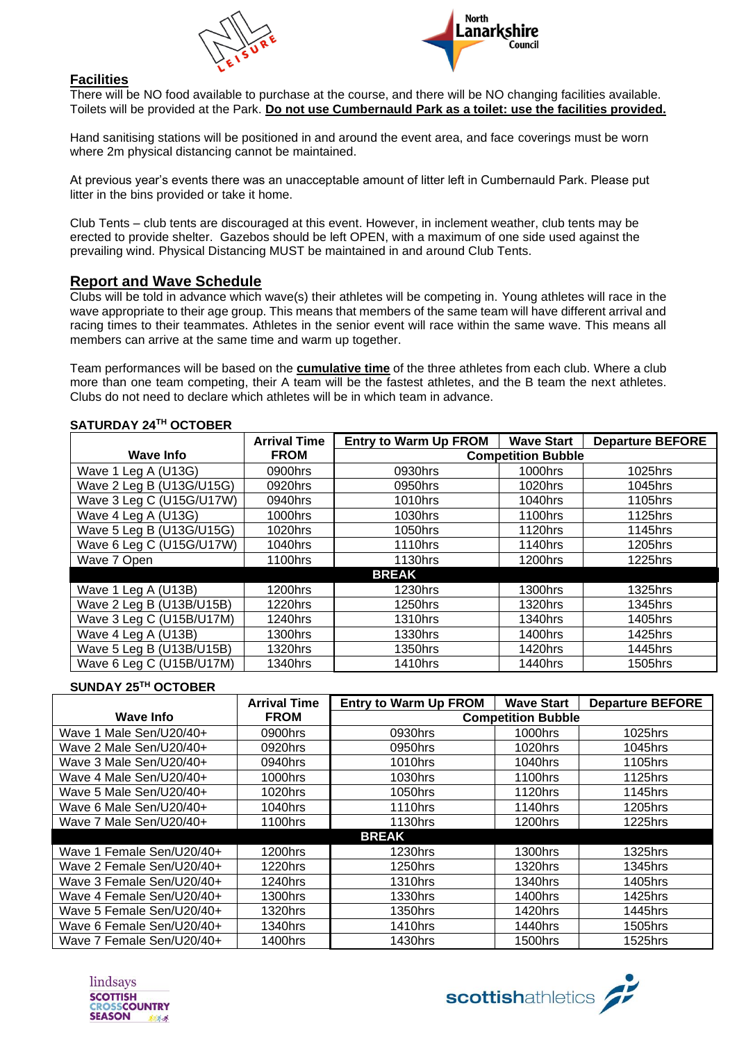## Facilities

There will be NO food available to purchase at the course, and there will be NO changing facilities available. Toilets will be provided at the Park. **Do not use Cumbernauld Park as a toilet: use the facilities provided.**

Hand sanitising stations will be positioned in and around the event area, and face coverings must be worn where 2m physical distancing cannot be maintained.

At previous year's events there was an unacceptable amount of litter left in Cumbernauld Park. Please put litter in the bins provided or take it home.

Club Tents – club tents are discouraged at this event. However, in inclement weather, club tents may be erected to provide shelter. Gazebos should be left OPEN, with a maximum of one side used against the prevailing wind. Physical Distancing MUST be maintained in and around Club Tents.

## Report and Wave Schedule

Clubs will be told in advance which wave(s) their athletes will be competing in. Young athletes will race in the wave appropriate to their age group. This means that members of the same team will have different arrival and racing times to their teammates. Athletes in the senior event will race within the same wave. This means all members can arrive at the same time and warm up together.

Team performances will be based on the **cumulative time** of the three athletes from each club. Where a club more than one team competing, their A team will be the fastest athletes, and the B team the next athletes. Clubs do not need to declare which athletes will be in which team in advance.

**SATURDAY 24TH OCTOBER**

| Wave Info | Arrival Time FROM | Entry to Warm Up FROM | Wave Start | Departure BEFORE |
|---|---|---|---|---|
| | | Competition Bubble | | |
| Wave 1 Leg A (U13G) | 0900hrs | 0930hrs | 1000hrs | 1025hrs |
| Wave 2 Leg B (U13G/U15G) | 0920hrs | 0950hrs | 1020hrs | 1045hrs |
| Wave 3 Leg C (U15G/U17W) | 0940hrs | 1010hrs | 1040hrs | 1105hrs |
| Wave 4 Leg A (U13G) | 1000hrs | 1030hrs | 1100hrs | 1125hrs |
| Wave 5 Leg B (U13G/U15G) | 1020hrs | 1050hrs | 1120hrs | 1145hrs |
| Wave 6 Leg C (U15G/U17W) | 1040hrs | 1110hrs | 1140hrs | 1205hrs |
| Wave 7 Open | 1100hrs | 1130hrs | 1200hrs | 1225hrs |
| **BREAK** | | | | |
| Wave 1 Leg A (U13B) | 1200hrs | 1230hrs | 1300hrs | 1325hrs |
| Wave 2 Leg B (U13B/U15B) | 1220hrs | 1250hrs | 1320hrs | 1345hrs |
| Wave 3 Leg C (U15B/U17M) | 1240hrs | 1310hrs | 1340hrs | 1405hrs |
| Wave 4 Leg A (U13B) | 1300hrs | 1330hrs | 1400hrs | 1425hrs |
| Wave 5 Leg B (U13B/U15B) | 1320hrs | 1350hrs | 1420hrs | 1445hrs |
| Wave 6 Leg C (U15B/U17M) | 1340hrs | 1410hrs | 1440hrs | 1505hrs |

**SUNDAY 25TH OCTOBER**

| Wave Info | Arrival Time FROM | Entry to Warm Up FROM | Wave Start | Departure BEFORE |
|---|---|---|---|---|
| | | Competition Bubble | | |
| Wave 1 Male Sen/U20/40+ | 0900hrs | 0930hrs | 1000hrs | 1025hrs |
| Wave 2 Male Sen/U20/40+ | 0920hrs | 0950hrs | 1020hrs | 1045hrs |
| Wave 3 Male Sen/U20/40+ | 0940hrs | 1010hrs | 1040hrs | 1105hrs |
| Wave 4 Male Sen/U20/40+ | 1000hrs | 1030hrs | 1100hrs | 1125hrs |
| Wave 5 Male Sen/U20/40+ | 1020hrs | 1050hrs | 1120hrs | 1145hrs |
| Wave 6 Male Sen/U20/40+ | 1040hrs | 1110hrs | 1140hrs | 1205hrs |
| Wave 7 Male Sen/U20/40+ | 1100hrs | 1130hrs | 1200hrs | 1225hrs |
| **BREAK** | | | | |
| Wave 1 Female Sen/U20/40+ | 1200hrs | 1230hrs | 1300hrs | 1325hrs |
| Wave 2 Female Sen/U20/40+ | 1220hrs | 1250hrs | 1320hrs | 1345hrs |
| Wave 3 Female Sen/U20/40+ | 1240hrs | 1310hrs | 1340hrs | 1405hrs |
| Wave 4 Female Sen/U20/40+ | 1300hrs | 1330hrs | 1400hrs | 1425hrs |
| Wave 5 Female Sen/U20/40+ | 1320hrs | 1350hrs | 1420hrs | 1445hrs |
| Wave 6 Female Sen/U20/40+ | 1340hrs | 1410hrs | 1440hrs | 1505hrs |
| Wave 7 Female Sen/U20/40+ | 1400hrs | 1430hrs | 1500hrs | 1525hrs |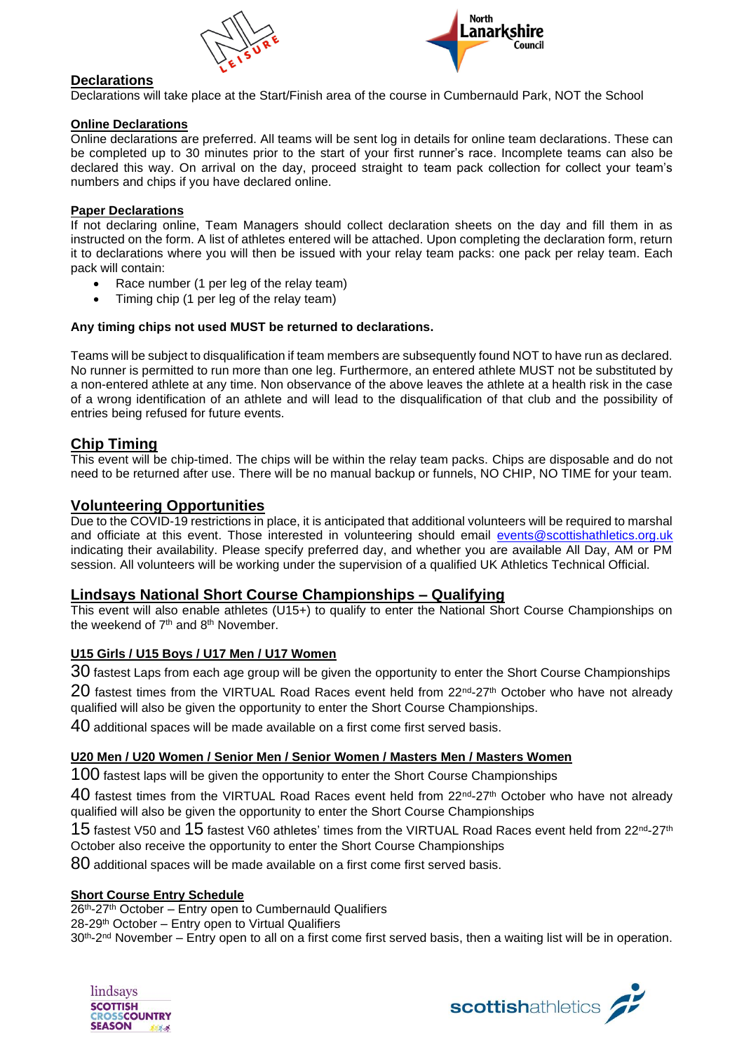## Declarations

Declarations will take place at the Start/Finish area of the course in Cumbernauld Park, NOT the School

### Online Declarations

Online declarations are preferred. All teams will be sent log in details for online team declarations. These can be completed up to 30 minutes prior to the start of your first runner's race. Incomplete teams can also be declared this way. On arrival on the day, proceed straight to team pack collection for collect your team's numbers and chips if you have declared online.

### Paper Declarations

If not declaring online, Team Managers should collect declaration sheets on the day and fill them in as instructed on the form. A list of athletes entered will be attached. Upon completing the declaration form, return it to declarations where you will then be issued with your relay team packs: one pack per relay team. Each pack will contain:

- Race number (1 per leg of the relay team)
- Timing chip (1 per leg of the relay team)

**Any timing chips not used MUST be returned to declarations.**

Teams will be subject to disqualification if team members are subsequently found NOT to have run as declared. No runner is permitted to run more than one leg. Furthermore, an entered athlete MUST not be substituted by a non-entered athlete at any time. Non observance of the above leaves the athlete at a health risk in the case of a wrong identification of an athlete and will lead to the disqualification of that club and the possibility of entries being refused for future events.

## Chip Timing

This event will be chip-timed. The chips will be within the relay team packs. Chips are disposable and do not need to be returned after use. There will be no manual backup or funnels, NO CHIP, NO TIME for your team.

## Volunteering Opportunities

Due to the COVID-19 restrictions in place, it is anticipated that additional volunteers will be required to marshal and officiate at this event. Those interested in volunteering should email events@scottishathletics.org.uk indicating their availability. Please specify preferred day, and whether you are available All Day, AM or PM session. All volunteers will be working under the supervision of a qualified UK Athletics Technical Official.

## Lindsays National Short Course Championships – Qualifying

This event will also enable athletes (U15+) to qualify to enter the National Short Course Championships on the weekend of 7th and 8th November.

### U15 Girls / U15 Boys / U17 Men / U17 Women

30 fastest Laps from each age group will be given the opportunity to enter the Short Course Championships

20 fastest times from the VIRTUAL Road Races event held from 22nd-27th October who have not already qualified will also be given the opportunity to enter the Short Course Championships.

40 additional spaces will be made available on a first come first served basis.

### U20 Men / U20 Women / Senior Men / Senior Women / Masters Men / Masters Women

100 fastest laps will be given the opportunity to enter the Short Course Championships

40 fastest times from the VIRTUAL Road Races event held from 22nd-27th October who have not already qualified will also be given the opportunity to enter the Short Course Championships

15 fastest V50 and 15 fastest V60 athletes' times from the VIRTUAL Road Races event held from 22nd-27th October also receive the opportunity to enter the Short Course Championships

80 additional spaces will be made available on a first come first served basis.

### Short Course Entry Schedule

26th-27th October – Entry open to Cumbernauld Qualifiers
28-29th October – Entry open to Virtual Qualifiers
30th-2nd November – Entry open to all on a first come first served basis, then a waiting list will be in operation.